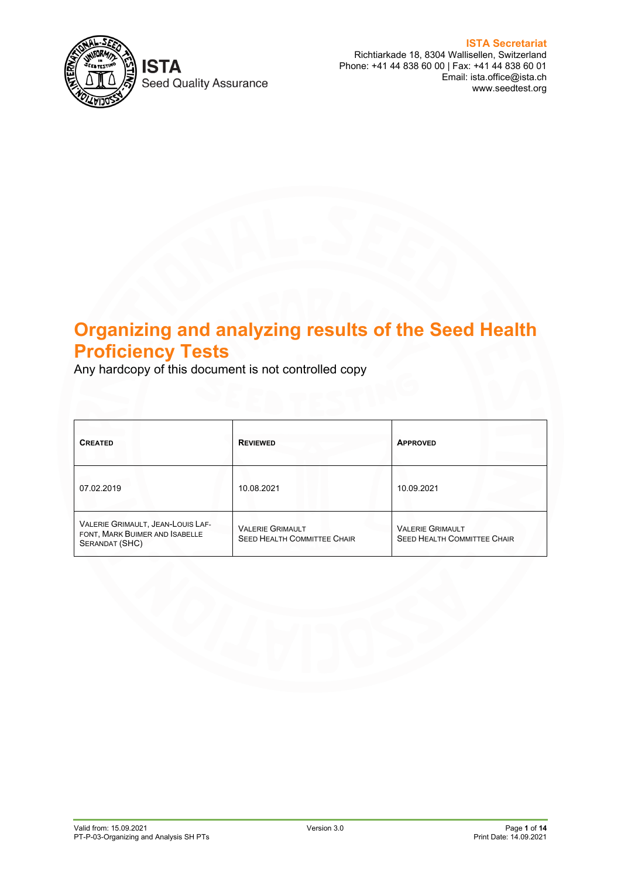**ISTA**
Seed Quality Assurance

**ISTA Secretariat**
Richtiarkade 18, 8304 Wallisellen, Switzerland
Phone: +41 44 838 60 00 | Fax: +41 44 838 60 01
Email: ista.office@ista.ch
www.seedtest.org

# Organizing and analyzing results of the Seed Health Proficiency Tests

Any hardcopy of this document is not controlled copy

| **CREATED** | **REVIEWED** | **APPROVED** |
|---|---|---|
| 07.02.2019 | 10.08.2021 | 10.09.2021 |
| VALERIE GRIMAULT, JEAN-LOUIS LAFFONT, MARK BUIMER AND ISABELLE SERANDAT (SHC) | VALERIE GRIMAULT<br>SEED HEALTH COMMITTEE CHAIR | VALERIE GRIMAULT<br>SEED HEALTH COMMITTEE CHAIR |

Valid from: 15.09.2021
PT-P-03-Organizing and Analysis SH PTs
Version 3.0
Print Date: 14.09.2021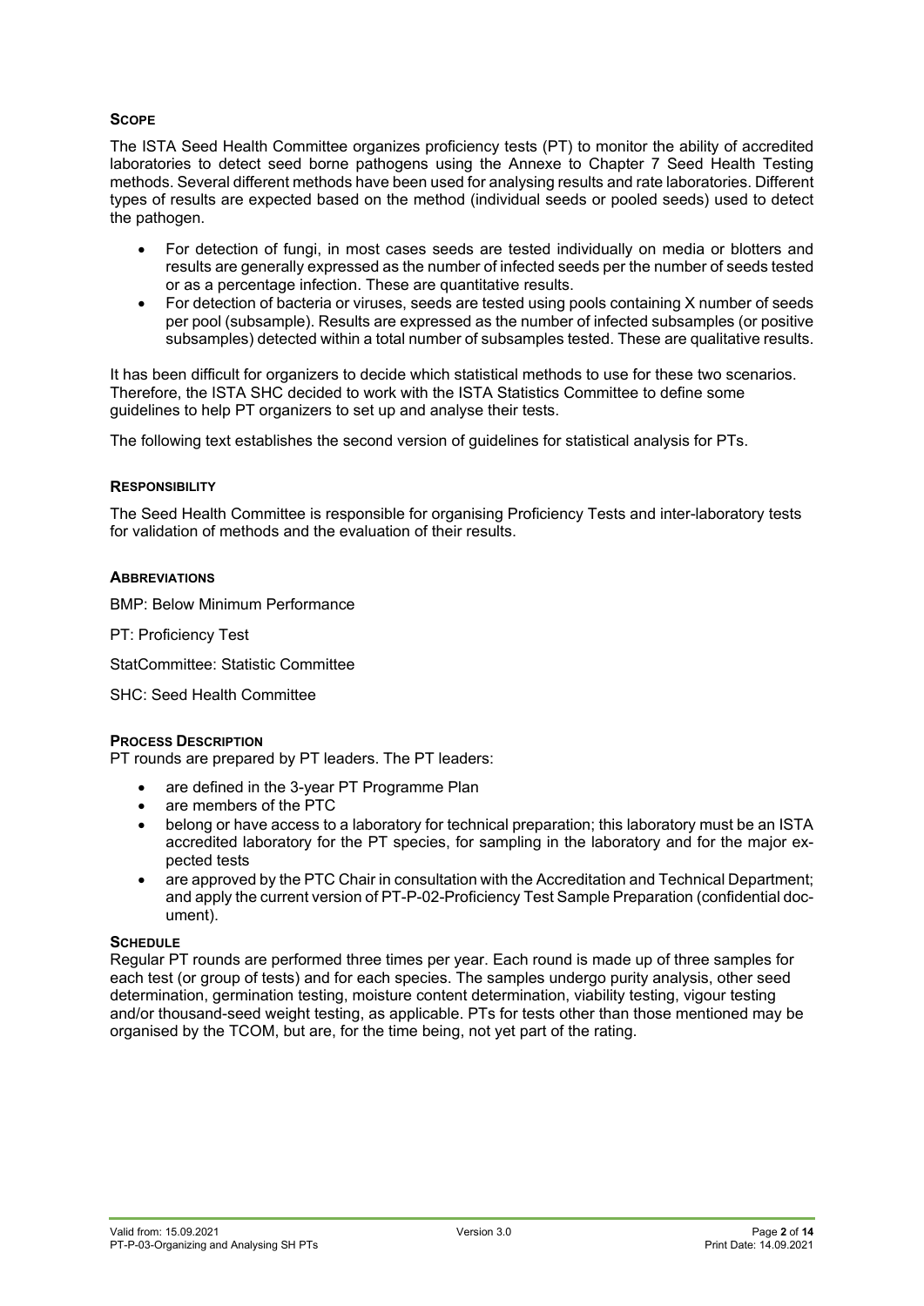## Scope

The ISTA Seed Health Committee organizes proficiency tests (PT) to monitor the ability of accredited laboratories to detect seed borne pathogens using the Annexe to Chapter 7 Seed Health Testing methods. Several different methods have been used for analysing results and rate laboratories. Different types of results are expected based on the method (individual seeds or pooled seeds) used to detect the pathogen.

- For detection of fungi, in most cases seeds are tested individually on media or blotters and results are generally expressed as the number of infected seeds per the number of seeds tested or as a percentage infection. These are quantitative results.
- For detection of bacteria or viruses, seeds are tested using pools containing X number of seeds per pool (subsample). Results are expressed as the number of infected subsamples (or positive subsamples) detected within a total number of subsamples tested. These are qualitative results.

It has been difficult for organizers to decide which statistical methods to use for these two scenarios. Therefore, the ISTA SHC decided to work with the ISTA Statistics Committee to define some guidelines to help PT organizers to set up and analyse their tests.

The following text establishes the second version of guidelines for statistical analysis for PTs.

## Responsibility

The Seed Health Committee is responsible for organising Proficiency Tests and inter-laboratory tests for validation of methods and the evaluation of their results.

## Abbreviations

BMP: Below Minimum Performance

PT: Proficiency Test

StatCommittee: Statistic Committee

SHC: Seed Health Committee

## Process Description

PT rounds are prepared by PT leaders. The PT leaders:

- are defined in the 3-year PT Programme Plan
- are members of the PTC
- belong or have access to a laboratory for technical preparation; this laboratory must be an ISTA accredited laboratory for the PT species, for sampling in the laboratory and for the major expected tests
- are approved by the PTC Chair in consultation with the Accreditation and Technical Department; and apply the current version of PT-P-02-Proficiency Test Sample Preparation (confidential document).

## Schedule

Regular PT rounds are performed three times per year. Each round is made up of three samples for each test (or group of tests) and for each species. The samples undergo purity analysis, other seed determination, germination testing, moisture content determination, viability testing, vigour testing and/or thousand-seed weight testing, as applicable. PTs for tests other than those mentioned may be organised by the TCOM, but are, for the time being, not yet part of the rating.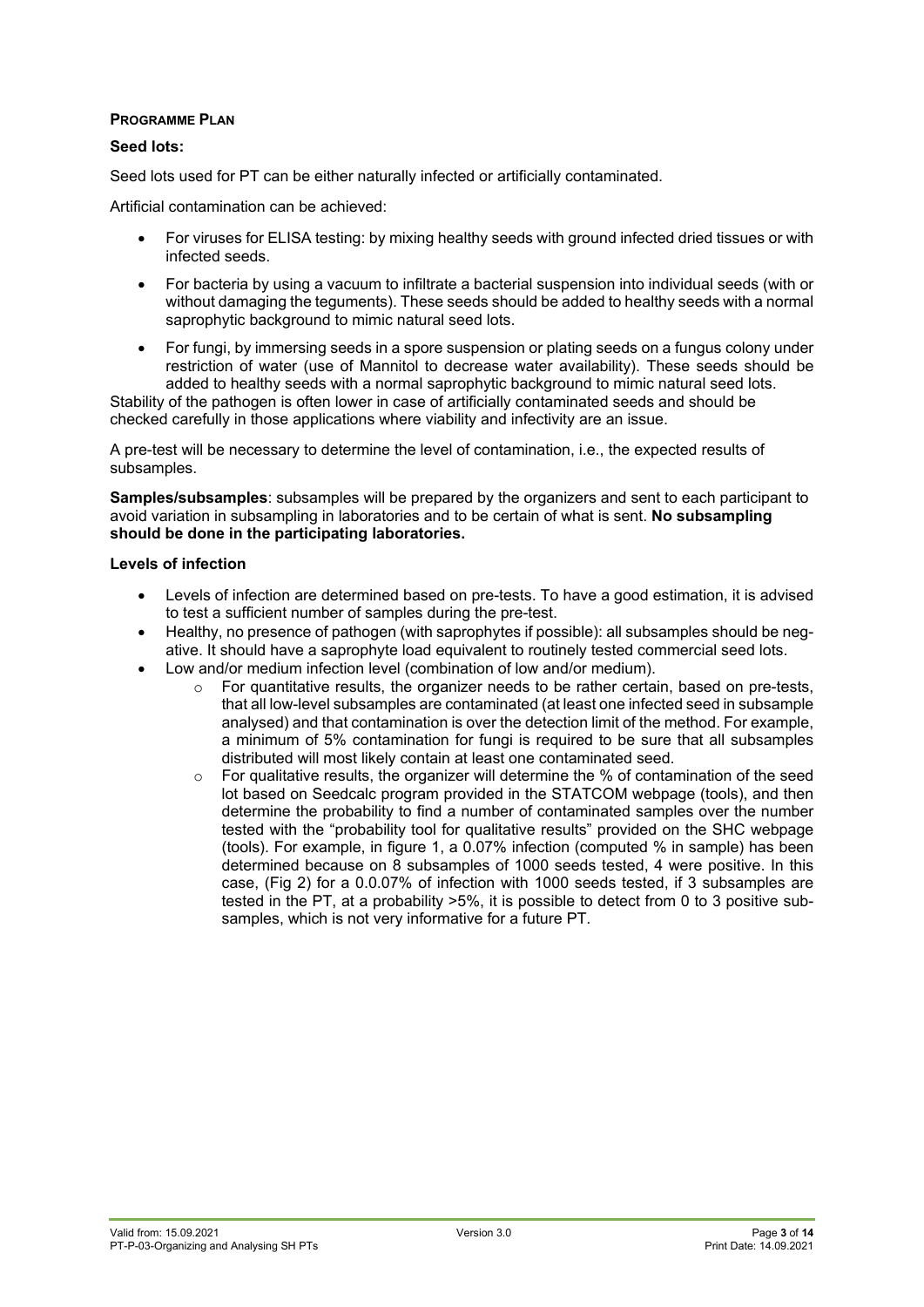**PROGRAMME PLAN**

**Seed lots:**

Seed lots used for PT can be either naturally infected or artificially contaminated.

Artificial contamination can be achieved:

- For viruses for ELISA testing: by mixing healthy seeds with ground infected dried tissues or with infected seeds.
- For bacteria by using a vacuum to infiltrate a bacterial suspension into individual seeds (with or without damaging the teguments). These seeds should be added to healthy seeds with a normal saprophytic background to mimic natural seed lots.
- For fungi, by immersing seeds in a spore suspension or plating seeds on a fungus colony under restriction of water (use of Mannitol to decrease water availability). These seeds should be added to healthy seeds with a normal saprophytic background to mimic natural seed lots.

Stability of the pathogen is often lower in case of artificially contaminated seeds and should be checked carefully in those applications where viability and infectivity are an issue.

A pre-test will be necessary to determine the level of contamination, i.e., the expected results of subsamples.

**Samples/subsamples**: subsamples will be prepared by the organizers and sent to each participant to avoid variation in subsampling in laboratories and to be certain of what is sent. **No subsampling should be done in the participating laboratories.**

**Levels of infection**

- Levels of infection are determined based on pre-tests. To have a good estimation, it is advised to test a sufficient number of samples during the pre-test.
- Healthy, no presence of pathogen (with saprophytes if possible): all subsamples should be negative. It should have a saprophyte load equivalent to routinely tested commercial seed lots.
- Low and/or medium infection level (combination of low and/or medium).
  - For quantitative results, the organizer needs to be rather certain, based on pre-tests, that all low-level subsamples are contaminated (at least one infected seed in subsample analysed) and that contamination is over the detection limit of the method. For example, a minimum of 5% contamination for fungi is required to be sure that all subsamples distributed will most likely contain at least one contaminated seed.
  - For qualitative results, the organizer will determine the % of contamination of the seed lot based on Seedcalc program provided in the STATCOM webpage (tools), and then determine the probability to find a number of contaminated samples over the number tested with the "probability tool for qualitative results" provided on the SHC webpage (tools). For example, in figure 1, a 0.07% infection (computed % in sample) has been determined because on 8 subsamples of 1000 seeds tested, 4 were positive. In this case, (Fig 2) for a 0.0.07% of infection with 1000 seeds tested, if 3 subsamples are tested in the PT, at a probability >5%, it is possible to detect from 0 to 3 positive subsamples, which is not very informative for a future PT.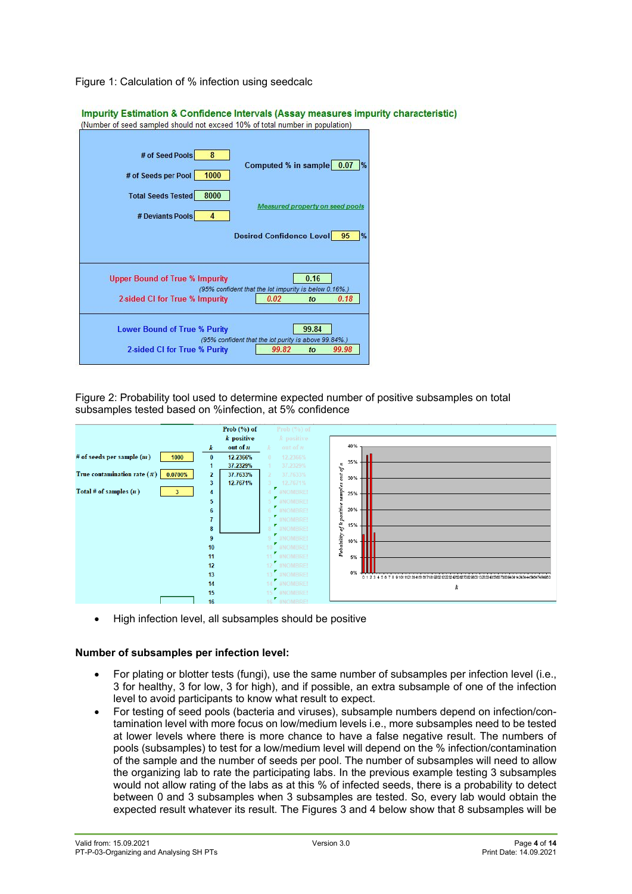Figure 1: Calculation of % infection using seedcalc

**Impurity Estimation & Confidence Intervals (Assay measures impurity characteristic)**
(Number of seed sampled should not exceed 10% of total number in population)

| | |
|---|---|
| # of Seed Pools | 8 |
| # of Seeds per Pool | 1000 |
| Total Seeds Tested | 8000 |
| # Deviants Pools | 4 |
| Computed % in sample | 0.07 % |
| *Measured property on seed pools* | |
| Desired Confidence Level | 95 % |

| | | | |
|---|---|---|---|
| Upper Bound of True % Impurity | 0.16 | | |
| *(95% confident that the lot impurity is below 0.16%.)* | | | |
| 2-sided CI for True % Impurity | 0.02 | to | 0.18 |
| Lower Bound of True % Purity | 99.84 | | |
| *(95% confident that the lot purity is above 99.84%.)* | | | |
| 2-sided CI for True % Purity | 99.82 | to | 99.98 |

Figure 2: Probability tool used to determine expected number of positive subsamples on total subsamples tested based on %infection, at 5% confidence

| | | k | Prob (%) of k positive out of n |
|---|---|---|---|
| # of seeds per sample ($m$) | 1000 | 0 | 12.2366% |
| | | 1 | 37.2329% |
| True contamination rate ($\pi$) | 0.0700% | 2 | 37.7633% |
| | | 3 | 12.7671% |
| Total # of samples ($n$) | 3 | 4 | |

- High infection level, all subsamples should be positive

**Number of subsamples per infection level:**

- For plating or blotter tests (fungi), use the same number of subsamples per infection level (i.e., 3 for healthy, 3 for low, 3 for high), and if possible, an extra subsample of one of the infection level to avoid participants to know what result to expect.
- For testing of seed pools (bacteria and viruses), subsample numbers depend on infection/contamination level with more focus on low/medium levels i.e., more subsamples need to be tested at lower levels where there is more chance to have a false negative result. The numbers of pools (subsamples) to test for a low/medium level will depend on the % infection/contamination of the sample and the number of seeds per pool. The number of subsamples will need to allow the organizing lab to rate the participating labs. In the previous example testing 3 subsamples would not allow rating of the labs as at this % of infected seeds, there is a probability to detect between 0 and 3 subsamples when 3 subsamples are tested. So, every lab would obtain the expected result whatever its result. The Figures 3 and 4 below show that 8 subsamples will be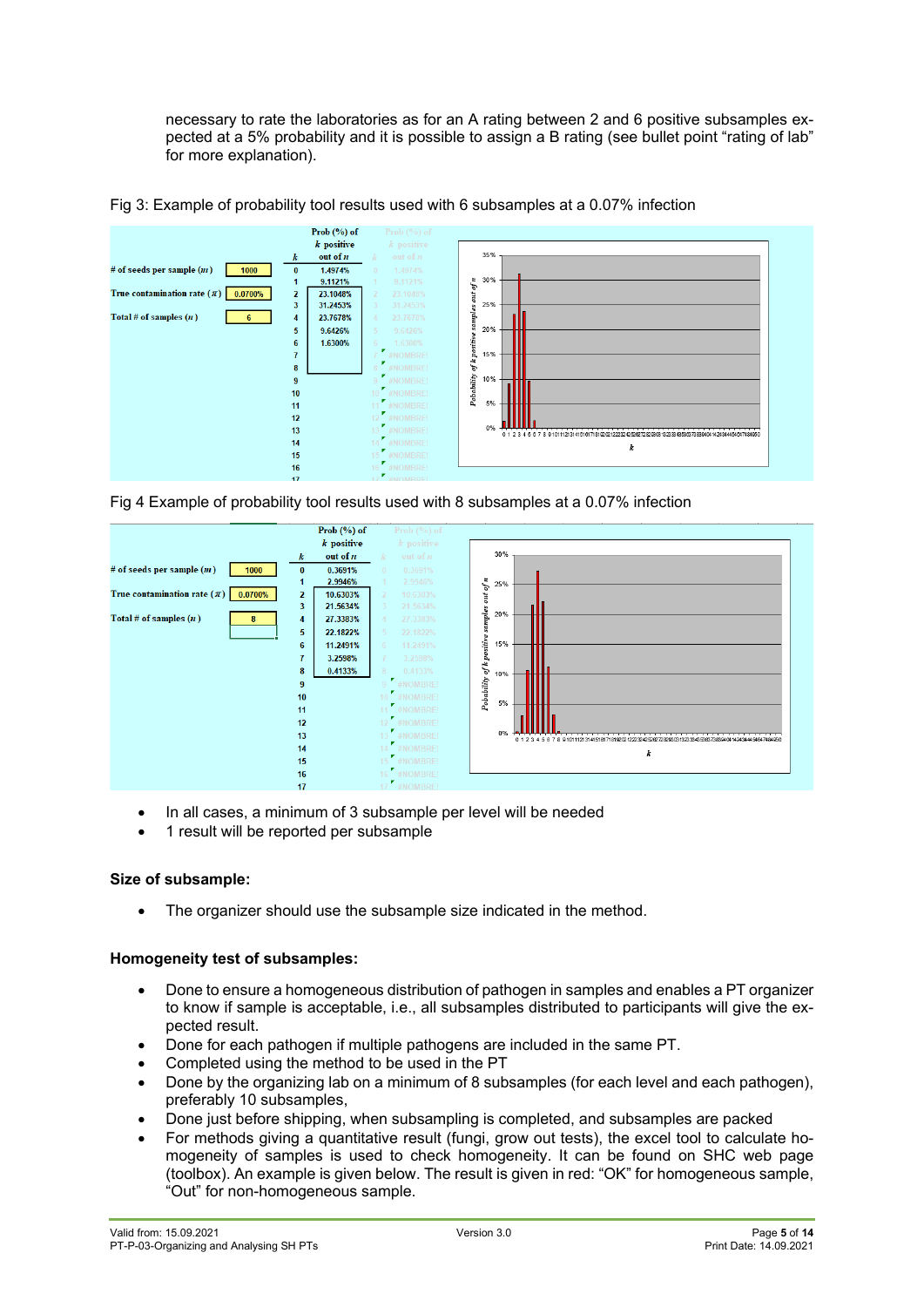necessary to rate the laboratories as for an A rating between 2 and 6 positive subsamples expected at a 5% probability and it is possible to assign a B rating (see bullet point "rating of lab" for more explanation).

Fig 3: Example of probability tool results used with 6 subsamples at a 0.07% infection

| | | $k$ | Prob (%) of $k$ positive out of $n$ |
|---|---|---|---|
| # of seeds per sample ($m$) | 1000 | 0 | 1.4974% |
| | | 1 | 9.1121% |
| True contamination rate ($\pi$) | 0.0700% | 2 | 23.1048% |
| | | 3 | 31.2453% |
| Total # of samples ($n$) | 6 | 4 | 23.7678% |
| | | 5 | 9.6426% |
| | | 6 | 1.6300% |

Fig 4 Example of probability tool results used with 8 subsamples at a 0.07% infection

| | | $k$ | Prob (%) of $k$ positive out of $n$ |
|---|---|---|---|
| # of seeds per sample ($m$) | 1000 | 0 | 0.3691% |
| | | 1 | 2.9946% |
| True contamination rate ($\pi$) | 0.0700% | 2 | 10.6303% |
| | | 3 | 21.5634% |
| Total # of samples ($n$) | 8 | 4 | 27.3383% |
| | | 5 | 22.1822% |
| | | 6 | 11.2491% |
| | | 7 | 3.2598% |
| | | 8 | 0.4133% |

- In all cases, a minimum of 3 subsample per level will be needed
- 1 result will be reported per subsample

**Size of subsample:**

- The organizer should use the subsample size indicated in the method.

**Homogeneity test of subsamples:**

- Done to ensure a homogeneous distribution of pathogen in samples and enables a PT organizer to know if sample is acceptable, i.e., all subsamples distributed to participants will give the expected result.
- Done for each pathogen if multiple pathogens are included in the same PT.
- Completed using the method to be used in the PT
- Done by the organizing lab on a minimum of 8 subsamples (for each level and each pathogen), preferably 10 subsamples,
- Done just before shipping, when subsampling is completed, and subsamples are packed
- For methods giving a quantitative result (fungi, grow out tests), the excel tool to calculate homogeneity of samples is used to check homogeneity. It can be found on SHC web page (toolbox). An example is given below. The result is given in red: "OK" for homogeneous sample, "Out" for non-homogeneous sample.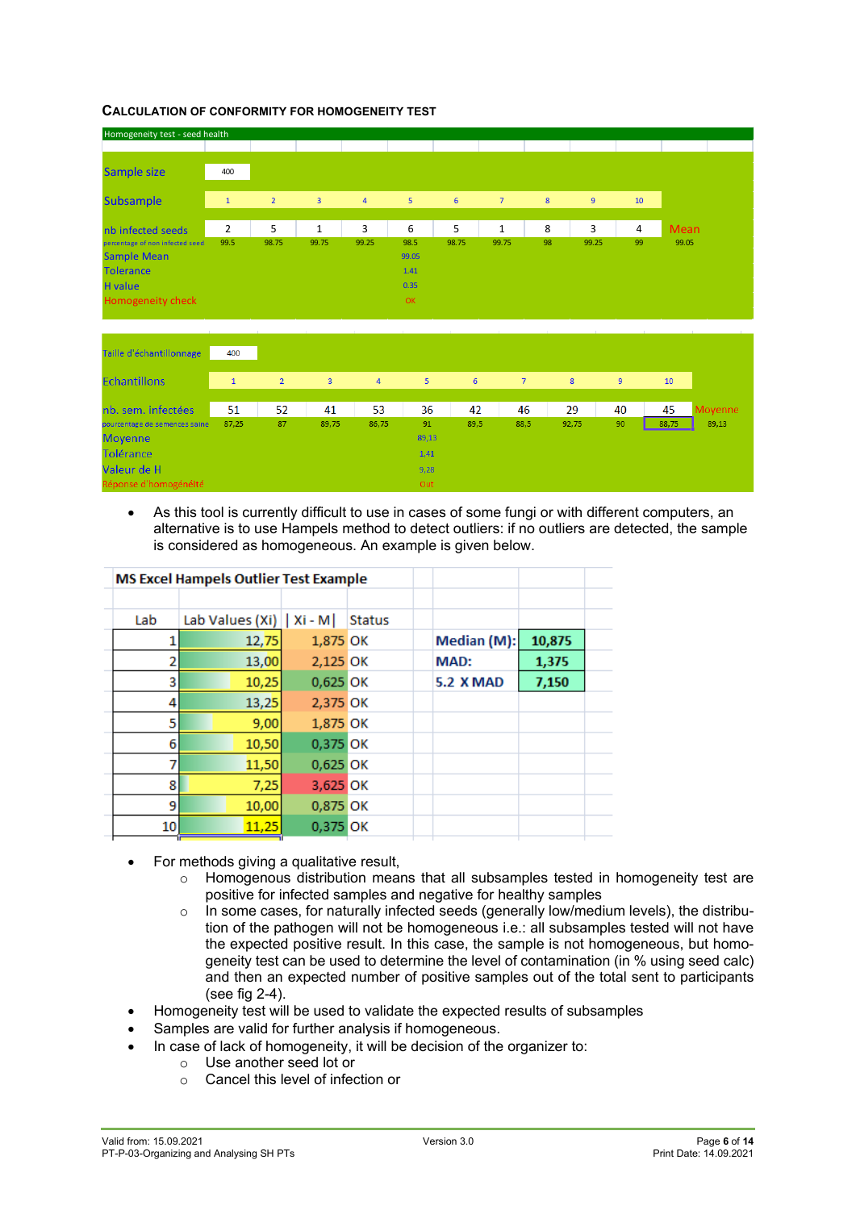### Calculation of conformity for homogeneity test

| Homogeneity test - seed health | | | | | | | | | | | |
|---|---|---|---|---|---|---|---|---|---|---|---|
| Sample size | 400 | | | | | | | | | | |
| Subsample | 1 | 2 | 3 | 4 | 5 | 6 | 7 | 8 | 9 | 10 | |
| nb infected seeds | 2 | 5 | 1 | 3 | 6 | 5 | 1 | 8 | 3 | 4 | Mean |
| percentage of non infected seed | 99.5 | 98.75 | 99.75 | 99.25 | 98.5 | 98.75 | 99.75 | 98 | 99.25 | 99 | 99.05 |
| Sample Mean | | | | | 99.05 | | | | | | |
| Tolerance | | | | | 1.41 | | | | | | |
| H value | | | | | 0.35 | | | | | | |
| Homogeneity check | | | | | OK | | | | | | |

| Taille d'échantillonnage | 400 | | | | | | | | | | |
|---|---|---|---|---|---|---|---|---|---|---|---|
| Echantillons | 1 | 2 | 3 | 4 | 5 | 6 | 7 | 8 | 9 | 10 | |
| nb. sem. infectées | 51 | 52 | 41 | 53 | 36 | 42 | 46 | 29 | 40 | 45 | Moyenne |
| pourcentage de semences saine | 87,25 | 87 | 89,75 | 86,75 | 91 | 89,5 | 88,5 | 92,75 | 90 | 88,75 | 89,13 |
| Moyenne | | | | | 89,13 | | | | | | |
| Tolérance | | | | | 1,41 | | | | | | |
| Valeur de H | | | | | 9,28 | | | | | | |
| Réponse d'homogénéité | | | | | Out | | | | | | |

- As this tool is currently difficult to use in cases of some fungi or with different computers, an alternative is to use Hampels method to detect outliers: if no outliers are detected, the sample is considered as homogeneous. An example is given below.

**MS Excel Hampels Outlier Test Example**

| Lab | Lab Values (Xi) | \| Xi - M\| | Status | | |
|---|---|---|---|---|---|
| 1 | 12,75 | 1,875 | OK | **Median (M):** | **10,875** |
| 2 | 13,00 | 2,125 | OK | **MAD:** | **1,375** |
| 3 | 10,25 | 0,625 | OK | **5.2 X MAD** | **7,150** |
| 4 | 13,25 | 2,375 | OK | | |
| 5 | 9,00 | 1,875 | OK | | |
| 6 | 10,50 | 0,375 | OK | | |
| 7 | 11,50 | 0,625 | OK | | |
| 8 | 7,25 | 3,625 | OK | | |
| 9 | 10,00 | 0,875 | OK | | |
| 10 | 11,25 | 0,375 | OK | | |

- For methods giving a qualitative result,
  - Homogenous distribution means that all subsamples tested in homogeneity test are positive for infected samples and negative for healthy samples
  - In some cases, for naturally infected seeds (generally low/medium levels), the distribution of the pathogen will not be homogeneous i.e.: all subsamples tested will not have the expected positive result. In this case, the sample is not homogeneous, but homogeneity test can be used to determine the level of contamination (in % using seed calc) and then an expected number of positive samples out of the total sent to participants (see fig 2-4).
- Homogeneity test will be used to validate the expected results of subsamples
- Samples are valid for further analysis if homogeneous.
- In case of lack of homogeneity, it will be decision of the organizer to:
  - Use another seed lot or
  - Cancel this level of infection or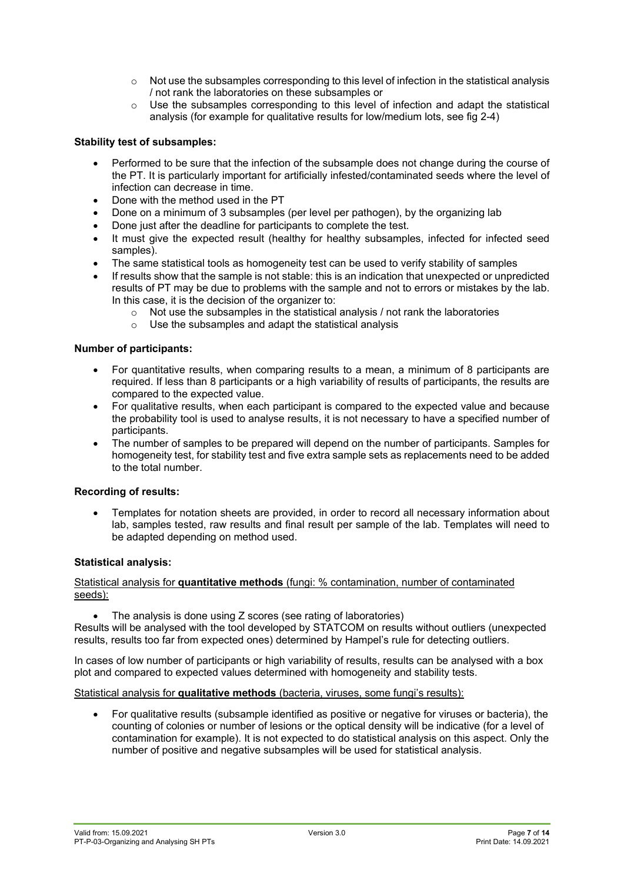- Not use the subsamples corresponding to this level of infection in the statistical analysis / not rank the laboratories on these subsamples or
    - Use the subsamples corresponding to this level of infection and adapt the statistical analysis (for example for qualitative results for low/medium lots, see fig 2-4)

**Stability test of subsamples:**

- Performed to be sure that the infection of the subsample does not change during the course of the PT. It is particularly important for artificially infested/contaminated seeds where the level of infection can decrease in time.
- Done with the method used in the PT
- Done on a minimum of 3 subsamples (per level per pathogen), by the organizing lab
- Done just after the deadline for participants to complete the test.
- It must give the expected result (healthy for healthy subsamples, infected for infected seed samples).
- The same statistical tools as homogeneity test can be used to verify stability of samples
- If results show that the sample is not stable: this is an indication that unexpected or unpredicted results of PT may be due to problems with the sample and not to errors or mistakes by the lab. In this case, it is the decision of the organizer to:
    - Not use the subsamples in the statistical analysis / not rank the laboratories
    - Use the subsamples and adapt the statistical analysis

**Number of participants:**

- For quantitative results, when comparing results to a mean, a minimum of 8 participants are required. If less than 8 participants or a high variability of results of participants, the results are compared to the expected value.
- For qualitative results, when each participant is compared to the expected value and because the probability tool is used to analyse results, it is not necessary to have a specified number of participants.
- The number of samples to be prepared will depend on the number of participants. Samples for homogeneity test, for stability test and five extra sample sets as replacements need to be added to the total number.

**Recording of results:**

- Templates for notation sheets are provided, in order to record all necessary information about lab, samples tested, raw results and final result per sample of the lab. Templates will need to be adapted depending on method used.

**Statistical analysis:**

Statistical analysis for **quantitative methods** (fungi: % contamination, number of contaminated seeds):

- The analysis is done using Z scores (see rating of laboratories)

Results will be analysed with the tool developed by STATCOM on results without outliers (unexpected results, results too far from expected ones) determined by Hampel's rule for detecting outliers.

In cases of low number of participants or high variability of results, results can be analysed with a box plot and compared to expected values determined with homogeneity and stability tests.

Statistical analysis for **qualitative methods** (bacteria, viruses, some fungi's results):

- For qualitative results (subsample identified as positive or negative for viruses or bacteria), the counting of colonies or number of lesions or the optical density will be indicative (for a level of contamination for example). It is not expected to do statistical analysis on this aspect. Only the number of positive and negative subsamples will be used for statistical analysis.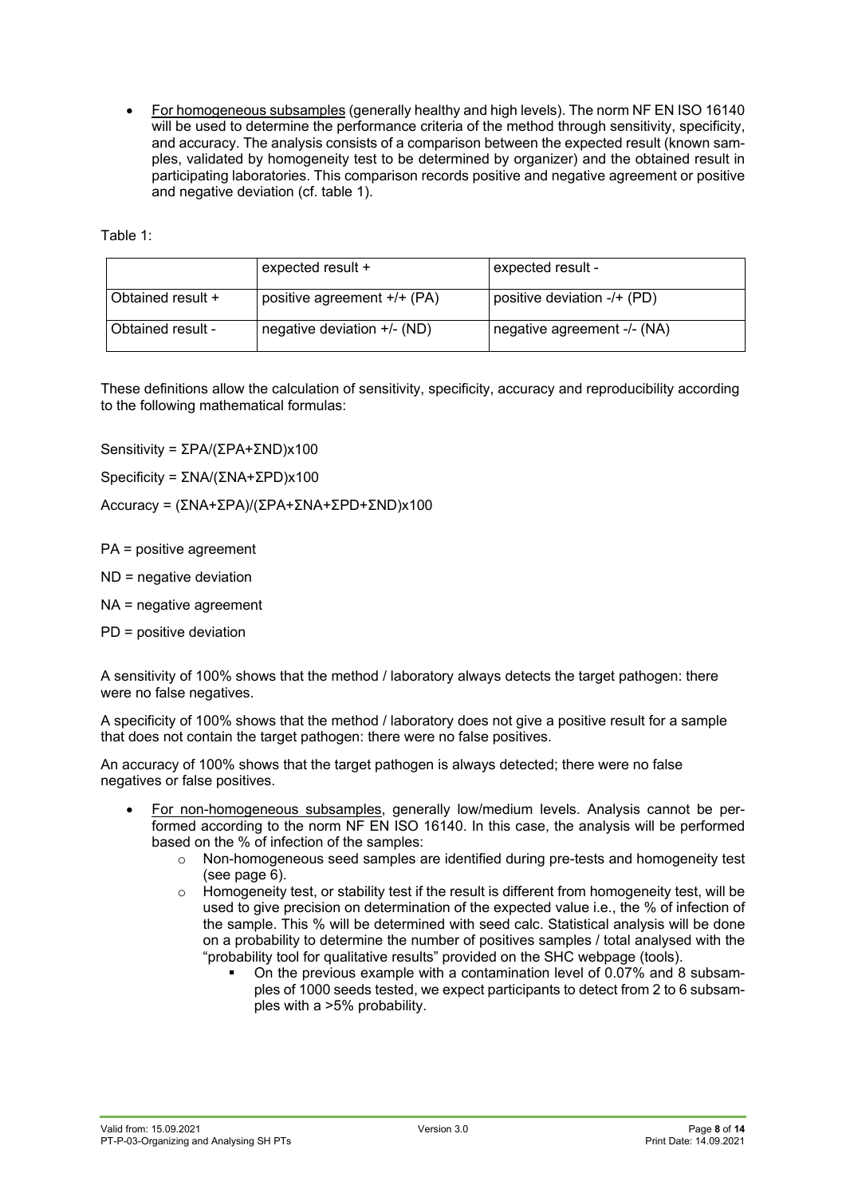- <u>For homogeneous subsamples</u> (generally healthy and high levels). The norm NF EN ISO 16140 will be used to determine the performance criteria of the method through sensitivity, specificity, and accuracy. The analysis consists of a comparison between the expected result (known samples, validated by homogeneity test to be determined by organizer) and the obtained result in participating laboratories. This comparison records positive and negative agreement or positive and negative deviation (cf. table 1).

Table 1:

| | expected result + | expected result - |
|---|---|---|
| Obtained result + | positive agreement +/+ (PA) | positive deviation -/+ (PD) |
| Obtained result - | negative deviation +/- (ND) | negative agreement -/- (NA) |

These definitions allow the calculation of sensitivity, specificity, accuracy and reproducibility according to the following mathematical formulas:

Sensitivity = $\Sigma PA/(\Sigma PA+\Sigma ND) \times 100$

Specificity = $\Sigma NA/(\Sigma NA+\Sigma PD) \times 100$

Accuracy = $(\Sigma NA+\Sigma PA)/(\Sigma PA+\Sigma NA+\Sigma PD+\Sigma ND) \times 100$

PA = positive agreement

ND = negative deviation

NA = negative agreement

PD = positive deviation

A sensitivity of 100% shows that the method / laboratory always detects the target pathogen: there were no false negatives.

A specificity of 100% shows that the method / laboratory does not give a positive result for a sample that does not contain the target pathogen: there were no false positives.

An accuracy of 100% shows that the target pathogen is always detected; there were no false negatives or false positives.

- <u>For non-homogeneous subsamples</u>, generally low/medium levels. Analysis cannot be performed according to the norm NF EN ISO 16140. In this case, the analysis will be performed based on the % of infection of the samples:
  - Non-homogeneous seed samples are identified during pre-tests and homogeneity test (see page 6).
  - Homogeneity test, or stability test if the result is different from homogeneity test, will be used to give precision on determination of the expected value i.e., the % of infection of the sample. This % will be determined with seed calc. Statistical analysis will be done on a probability to determine the number of positives samples / total analysed with the "probability tool for qualitative results" provided on the SHC webpage (tools).
    - On the previous example with a contamination level of 0.07% and 8 subsamples of 1000 seeds tested, we expect participants to detect from 2 to 6 subsamples with a >5% probability.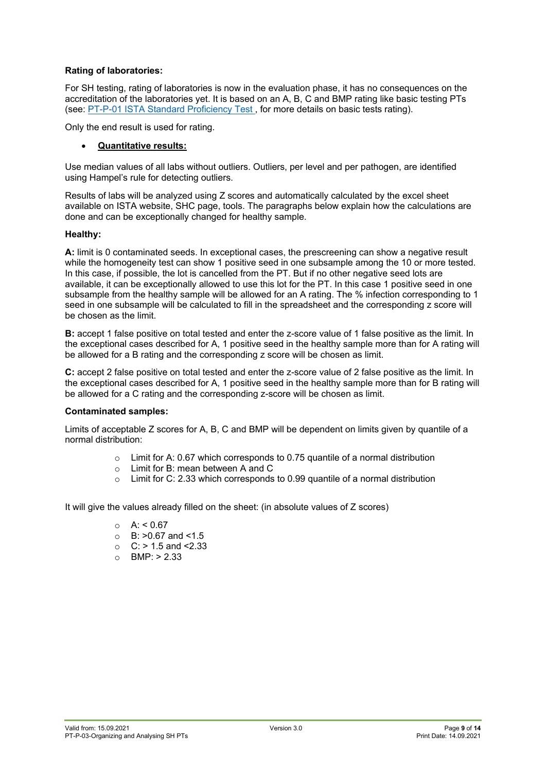**Rating of laboratories:**

For SH testing, rating of laboratories is now in the evaluation phase, it has no consequences on the accreditation of the laboratories yet. It is based on an A, B, C and BMP rating like basic testing PTs (see: PT-P-01 ISTA Standard Proficiency Test , for more details on basic tests rating).

Only the end result is used for rating.

- **Quantitative results:**

Use median values of all labs without outliers. Outliers, per level and per pathogen, are identified using Hampel's rule for detecting outliers.

Results of labs will be analyzed using Z scores and automatically calculated by the excel sheet available on ISTA website, SHC page, tools. The paragraphs below explain how the calculations are done and can be exceptionally changed for healthy sample.

**Healthy:**

**A:** limit is 0 contaminated seeds. In exceptional cases, the prescreening can show a negative result while the homogeneity test can show 1 positive seed in one subsample among the 10 or more tested. In this case, if possible, the lot is cancelled from the PT. But if no other negative seed lots are available, it can be exceptionally allowed to use this lot for the PT. In this case 1 positive seed in one subsample from the healthy sample will be allowed for an A rating. The % infection corresponding to 1 seed in one subsample will be calculated to fill in the spreadsheet and the corresponding z score will be chosen as the limit.

**B:** accept 1 false positive on total tested and enter the z-score value of 1 false positive as the limit. In the exceptional cases described for A, 1 positive seed in the healthy sample more than for A rating will be allowed for a B rating and the corresponding z score will be chosen as limit.

**C:** accept 2 false positive on total tested and enter the z-score value of 2 false positive as the limit. In the exceptional cases described for A, 1 positive seed in the healthy sample more than for B rating will be allowed for a C rating and the corresponding z-score will be chosen as limit.

**Contaminated samples:**

Limits of acceptable Z scores for A, B, C and BMP will be dependent on limits given by quantile of a normal distribution:

- Limit for A: 0.67 which corresponds to 0.75 quantile of a normal distribution
- Limit for B: mean between A and C
- Limit for C: 2.33 which corresponds to 0.99 quantile of a normal distribution

It will give the values already filled on the sheet: (in absolute values of Z scores)

- A: < 0.67
- B: >0.67 and <1.5
- C: > 1.5 and <2.33
- BMP: > 2.33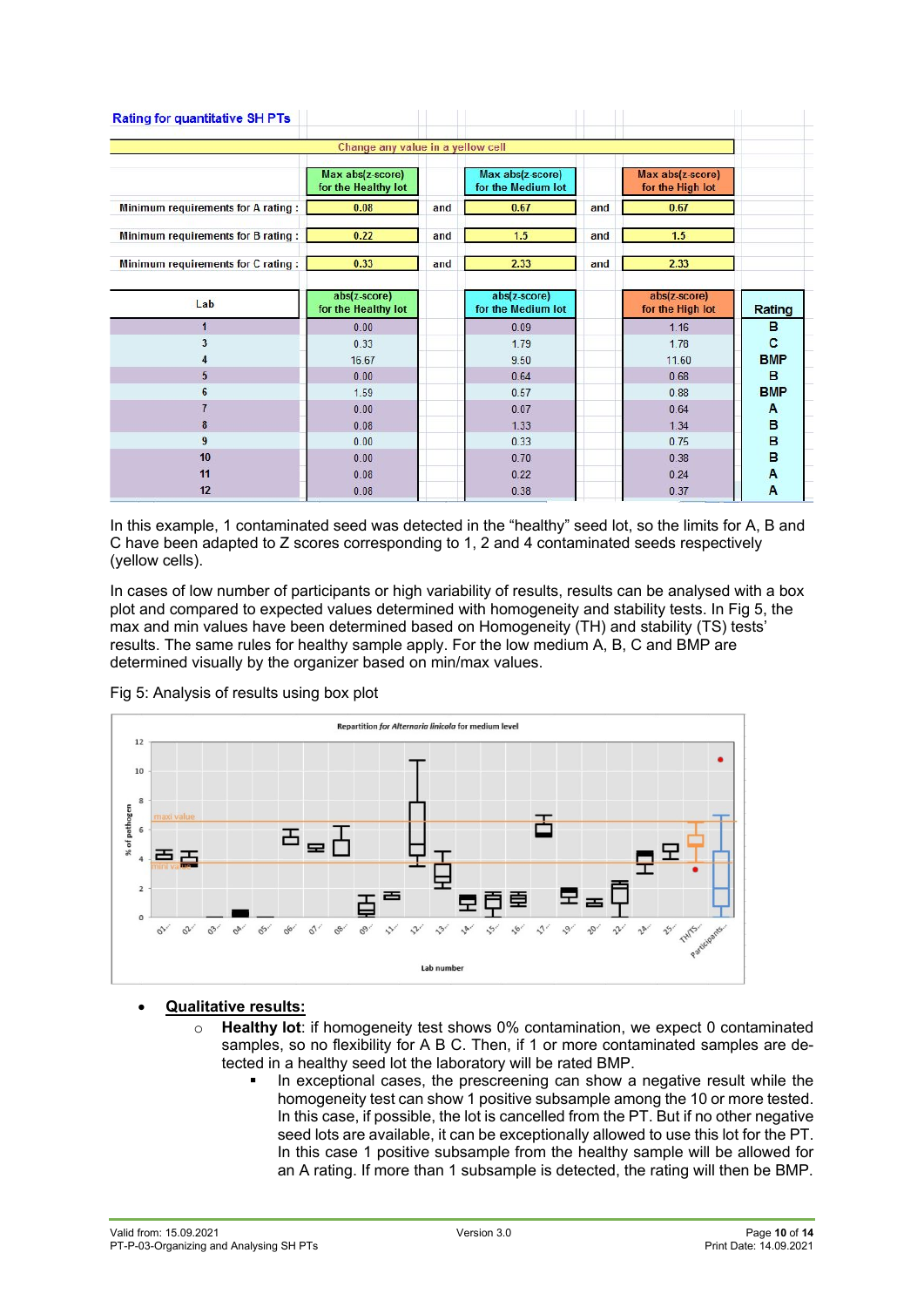**Rating for quantitative SH PTs**

Change any value in a yellow cell

| | Max abs(z-score) for the Healthy lot | | Max abs(z-score) for the Medium lot | | Max abs(z-score) for the High lot | |
|---|---|---|---|---|---|---|
| Minimum requirements for A rating : | 0.08 | and | 0.67 | and | 0.67 | |
| Minimum requirements for B rating : | 0.22 | and | 1.5 | and | 1.5 | |
| Minimum requirements for C rating : | 0.33 | and | 2.33 | and | 2.33 | |

| Lab | abs(z-score) for the Healthy lot | abs(z-score) for the Medium lot | abs(z-score) for the High lot | Rating |
|---|---|---|---|---|
| 1 | 0.00 | 0.09 | 1.16 | B |
| 3 | 0.33 | 1.79 | 1.78 | C |
| 4 | 16.67 | 9.50 | 11.60 | BMP |
| 5 | 0.00 | 0.64 | 0.68 | B |
| 6 | 1.59 | 0.57 | 0.88 | BMP |
| 7 | 0.00 | 0.07 | 0.64 | A |
| 8 | 0.08 | 1.33 | 1.34 | B |
| 9 | 0.00 | 0.33 | 0.75 | B |
| 10 | 0.00 | 0.70 | 0.38 | B |
| 11 | 0.08 | 0.22 | 0.24 | A |
| 12 | 0.08 | 0.38 | 0.37 | A |

In this example, 1 contaminated seed was detected in the “healthy” seed lot, so the limits for A, B and C have been adapted to Z scores corresponding to 1, 2 and 4 contaminated seeds respectively (yellow cells).

In cases of low number of participants or high variability of results, results can be analysed with a box plot and compared to expected values determined with homogeneity and stability tests. In Fig 5, the max and min values have been determined based on Homogeneity (TH) and stability (TS) tests' results. The same rules for healthy sample apply. For the low medium A, B, C and BMP are determined visually by the organizer based on min/max values.

Fig 5: Analysis of results using box plot

- **Qualitative results:**
  - **Healthy lot**: if homogeneity test shows 0% contamination, we expect 0 contaminated samples, so no flexibility for A B C. Then, if 1 or more contaminated samples are detected in a healthy seed lot the laboratory will be rated BMP.
    - In exceptional cases, the prescreening can show a negative result while the homogeneity test can show 1 positive subsample among the 10 or more tested. In this case, if possible, the lot is cancelled from the PT. But if no other negative seed lots are available, it can be exceptionally allowed to use this lot for the PT. In this case 1 positive subsample from the healthy sample will be allowed for an A rating. If more than 1 subsample is detected, the rating will then be BMP.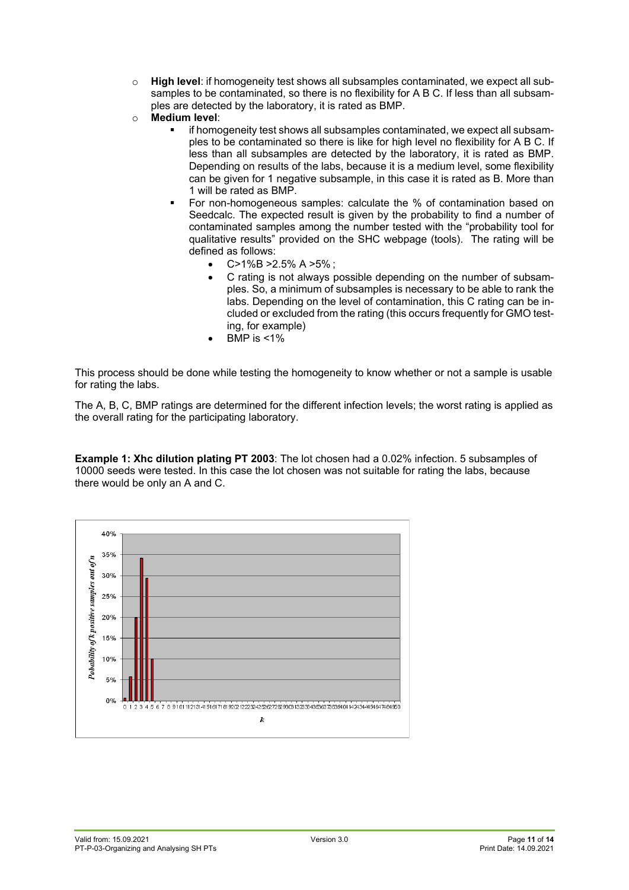- **High level**: if homogeneity test shows all subsamples contaminated, we expect all subsamples to be contaminated, so there is no flexibility for A B C. If less than all subsamples are detected by the laboratory, it is rated as BMP.
- **Medium level**:
  - if homogeneity test shows all subsamples contaminated, we expect all subsamples to be contaminated so there is like for high level no flexibility for A B C. If less than all subsamples are detected by the laboratory, it is rated as BMP. Depending on results of the labs, because it is a medium level, some flexibility can be given for 1 negative subsample, in this case it is rated as B. More than 1 will be rated as BMP.
  - For non-homogeneous samples: calculate the % of contamination based on Seedcalc. The expected result is given by the probability to find a number of contaminated samples among the number tested with the "probability tool for qualitative results" provided on the SHC webpage (tools). The rating will be defined as follows:
    - C>1%B >2.5% A >5% ;
    - C rating is not always possible depending on the number of subsamples. So, a minimum of subsamples is necessary to be able to rank the labs. Depending on the level of contamination, this C rating can be included or excluded from the rating (this occurs frequently for GMO testing, for example)
    - BMP is <1%

This process should be done while testing the homogeneity to know whether or not a sample is usable for rating the labs.

The A, B, C, BMP ratings are determined for the different infection levels; the worst rating is applied as the overall rating for the participating laboratory.

**Example 1: Xhc dilution plating PT 2003**: The lot chosen had a 0.02% infection. 5 subsamples of 10000 seeds were tested. In this case the lot chosen was not suitable for rating the labs, because there would be only an A and C.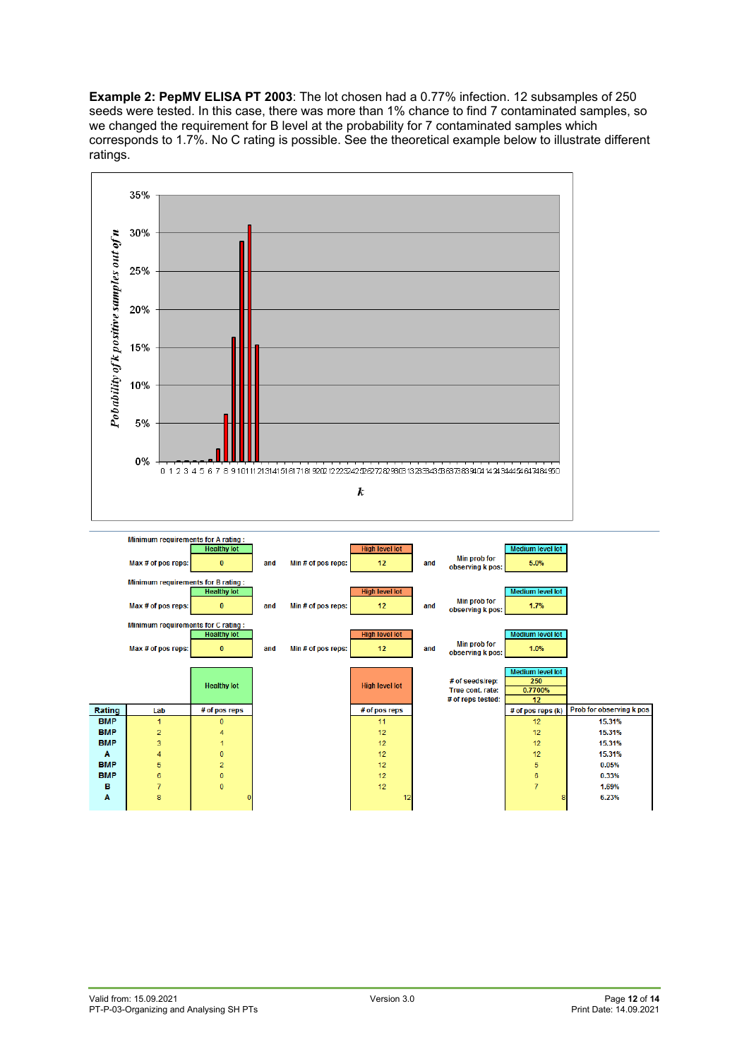**Example 2: PepMV ELISA PT 2003**: The lot chosen had a 0.77% infection. 12 subsamples of 250 seeds were tested. In this case, there was more than 1% chance to find 7 contaminated samples, so we changed the requirement for B level at the probability for 7 contaminated samples which corresponds to 1.7%. No C rating is possible. See the theoretical example below to illustrate different ratings.

Minimum requirements for A rating :

| | Healthy lot | | | High level lot | | | Medium level lot |
|---|---|---|---|---|---|---|---|
| Max # of pos reps: | 0 | and | Min # of pos reps: | 12 | and | Min prob for observing k pos: | 5.0% |

Minimum requirements for B rating :

| | Healthy lot | | | High level lot | | | Medium level lot |
|---|---|---|---|---|---|---|---|
| Max # of pos reps: | 0 | and | Min # of pos reps: | 12 | and | Min prob for observing k pos: | 1.7% |

Minimum requirements for C rating :

| | Healthy lot | | | High level lot | | | Medium level lot |
|---|---|---|---|---|---|---|---|
| Max # of pos reps: | 0 | and | Min # of pos reps: | 12 | and | Min prob for observing k pos: | 1.0% |

Medium level lot: # of seeds/rep: 250; True cont. rate: 0.7700%; # of reps tested: 12

| Rating | Lab | Healthy lot # of pos reps | High level lot # of pos reps | Medium level lot # of pos reps (k) | Prob for observing k pos |
|---|---|---|---|---|---|
| BMP | 1 | 0 | 11 | 12 | 15.31% |
| BMP | 2 | 4 | 12 | 12 | 15.31% |
| BMP | 3 | 1 | 12 | 12 | 15.31% |
| A | 4 | 0 | 12 | 12 | 15.31% |
| BMP | 5 | 2 | 12 | 5 | 0.05% |
| BMP | 6 | 0 | 12 | 6 | 0.33% |
| B | 7 | 0 | 12 | 7 | 1.69% |
| A | 8 | 0 | 12 | 8 | 6.23% |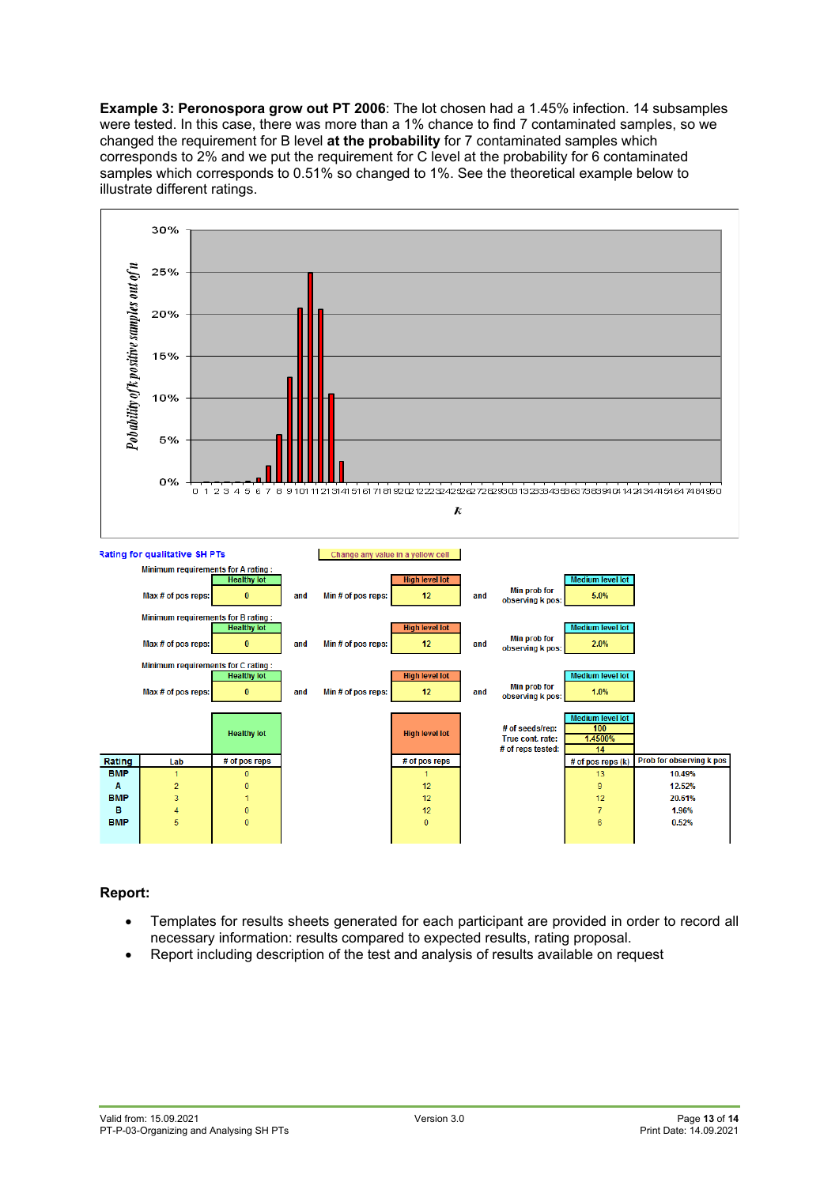**Example 3: Peronospora grow out PT 2006**: The lot chosen had a 1.45% infection. 14 subsamples were tested. In this case, there was more than a 1% chance to find 7 contaminated samples, so we changed the requirement for B level **at the probability** for 7 contaminated samples which corresponds to 2% and we put the requirement for C level at the probability for 6 contaminated samples which corresponds to 0.51% so changed to 1%. See the theoretical example below to illustrate different ratings.

Rating for qualitative SH PTs

Change any value in a yellow cell

Minimum requirements for A rating:

| | Healthy lot | | | High level lot | | | Medium level lot |
|---|---|---|---|---|---|---|---|
| Max # of pos reps: | 0 | and | Min # of pos reps: | 12 | and | Min prob for observing k pos: | 5.0% |

Minimum requirements for B rating:

| | Healthy lot | | | High level lot | | | Medium level lot |
|---|---|---|---|---|---|---|---|
| Max # of pos reps: | 0 | and | Min # of pos reps: | 12 | and | Min prob for observing k pos: | 2.0% |

Minimum requirements for C rating:

| | Healthy lot | | | High level lot | | | Medium level lot |
|---|---|---|---|---|---|---|---|
| Max # of pos reps: | 0 | and | Min # of pos reps: | 12 | and | Min prob for observing k pos: | 1.0% |

Medium level lot: # of seeds/rep: 100; True cont. rate: 1.4500%; # of reps tested: 14

| Rating | Lab | Healthy lot # of pos reps | High level lot # of pos reps | Medium level lot # of pos reps (k) | Prob for observing k pos |
|---|---|---|---|---|---|
| BMP | 1 | 0 | 1 | 13 | 10.49% |
| A | 2 | 0 | 12 | 9 | 12.52% |
| BMP | 3 | 1 | 12 | 12 | 20.61% |
| B | 4 | 0 | 12 | 7 | 1.96% |
| BMP | 5 | 0 | 0 | 6 | 0.52% |

**Report:**

- Templates for results sheets generated for each participant are provided in order to record all necessary information: results compared to expected results, rating proposal.
- Report including description of the test and analysis of results available on request

Valid from: 15.09.2021 Version 3.0
PT-P-03-Organizing and Analysing SH PTs Print Date: 14.09.2021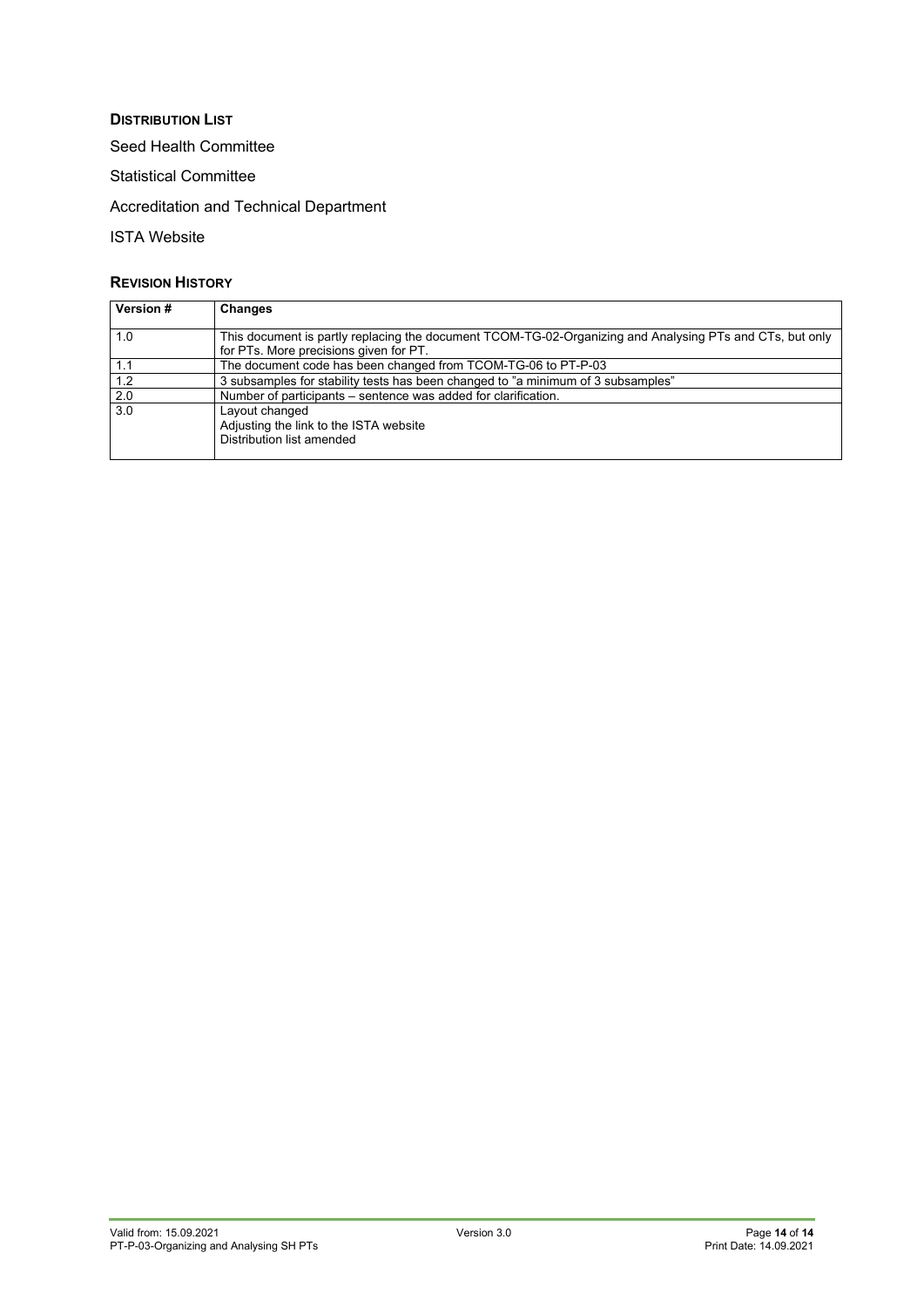## Distribution List

Seed Health Committee

Statistical Committee

Accreditation and Technical Department

ISTA Website

## Revision History

| Version # | Changes |
|---|---|
| 1.0 | This document is partly replacing the document TCOM-TG-02-Organizing and Analysing PTs and CTs, but only for PTs. More precisions given for PT. |
| 1.1 | The document code has been changed from TCOM-TG-06 to PT-P-03 |
| 1.2 | 3 subsamples for stability tests has been changed to "a minimum of 3 subsamples" |
| 2.0 | Number of participants – sentence was added for clarification. |
| 3.0 | Layout changed<br>Adjusting the link to the ISTA website<br>Distribution list amended |